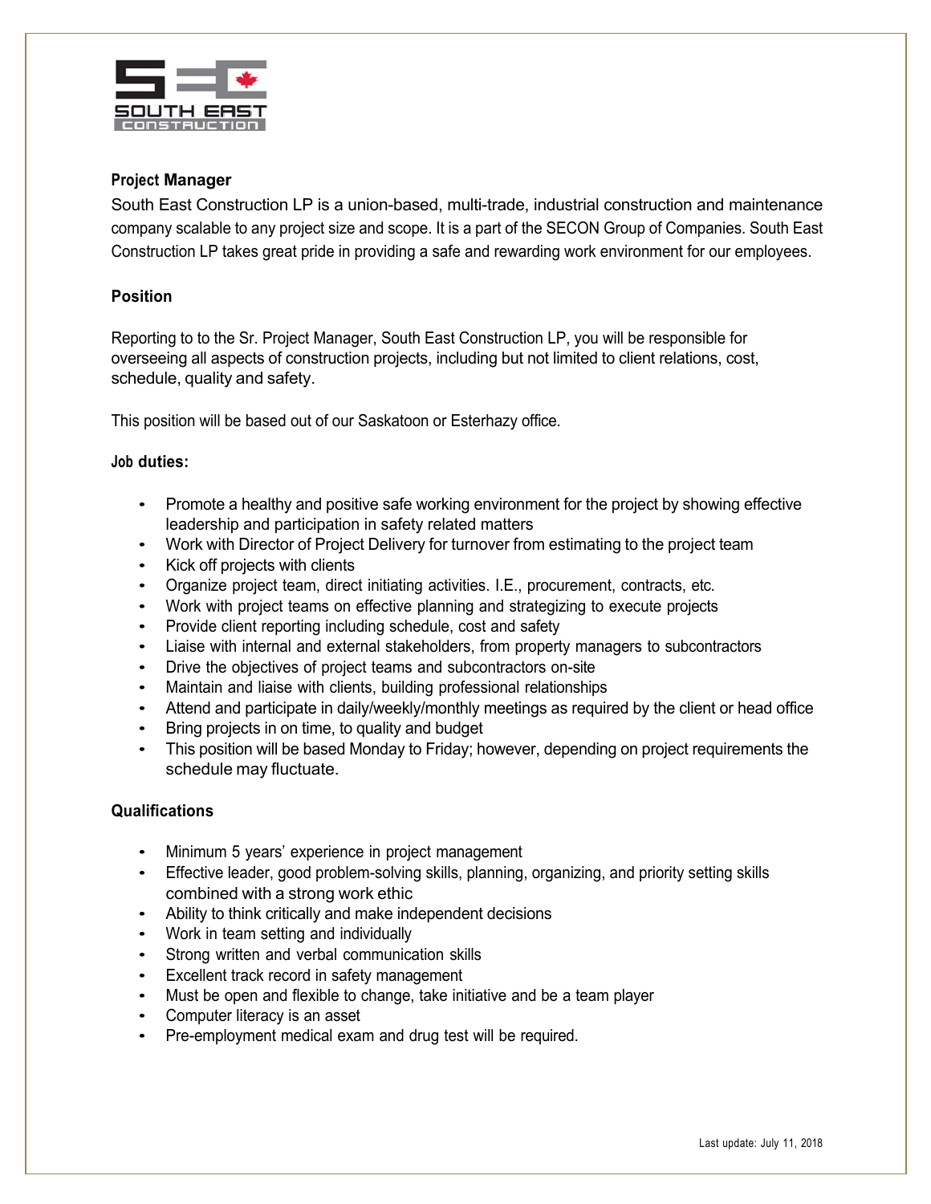## Project Manager

South East Construction LP is a union-based, multi-trade, industrial construction and maintenance company scalable to any project size and scope. It is a part of the SECON Group of Companies. South East Construction LP takes great pride in providing a safe and rewarding work environment for our employees.

### Position

Reporting to to the Sr. Project Manager, South East Construction LP, you will be responsible for overseeing all aspects of construction projects, including but not limited to client relations, cost, schedule, quality and safety.

This position will be based out of our Saskatoon or Esterhazy office.

### Job duties:

- Promote a healthy and positive safe working environment for the project by showing effective leadership and participation in safety related matters
- Work with Director of Project Delivery for turnover from estimating to the project team
- Kick off projects with clients
- Organize project team, direct initiating activities. I.E., procurement, contracts, etc.
- Work with project teams on effective planning and strategizing to execute projects
- Provide client reporting including schedule, cost and safety
- Liaise with internal and external stakeholders, from property managers to subcontractors
- Drive the objectives of project teams and subcontractors on-site
- Maintain and liaise with clients, building professional relationships
- Attend and participate in daily/weekly/monthly meetings as required by the client or head office
- Bring projects in on time, to quality and budget
- This position will be based Monday to Friday; however, depending on project requirements the schedule may fluctuate.

### Qualifications

- Minimum 5 years' experience in project management
- Effective leader, good problem-solving skills, planning, organizing, and priority setting skills combined with a strong work ethic
- Ability to think critically and make independent decisions
- Work in team setting and individually
- Strong written and verbal communication skills
- Excellent track record in safety management
- Must be open and flexible to change, take initiative and be a team player
- Computer literacy is an asset
- Pre-employment medical exam and drug test will be required.

Last update: July 11, 2018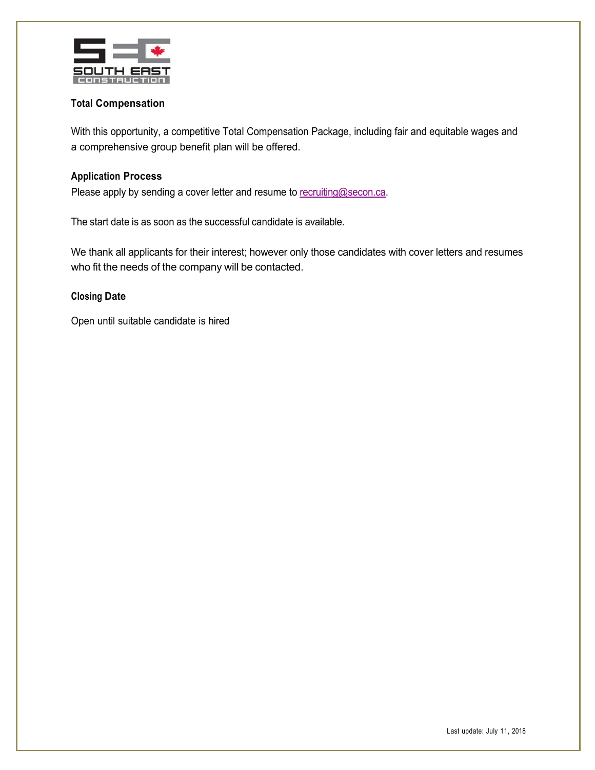### Total Compensation

With this opportunity, a competitive Total Compensation Package, including fair and equitable wages and a comprehensive group benefit plan will be offered.

### Application Process

Please apply by sending a cover letter and resume to recruiting@secon.ca.

The start date is as soon as the successful candidate is available.

We thank all applicants for their interest; however only those candidates with cover letters and resumes who fit the needs of the company will be contacted.

### Closing Date

Open until suitable candidate is hired

Last update: July 11, 2018